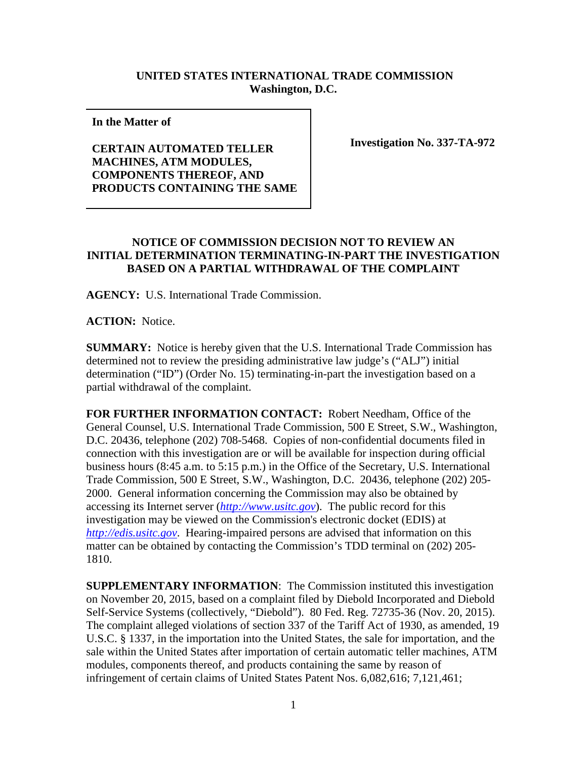**UNITED STATES INTERNATIONAL TRADE COMMISSION**
**Washington, D.C.**

| **In the Matter of**<br><br>**CERTAIN AUTOMATED TELLER MACHINES, ATM MODULES, COMPONENTS THEREOF, AND PRODUCTS CONTAINING THE SAME** | **Investigation No. 337-TA-972** |
|---|---|

**NOTICE OF COMMISSION DECISION NOT TO REVIEW AN INITIAL DETERMINATION TERMINATING-IN-PART THE INVESTIGATION BASED ON A PARTIAL WITHDRAWAL OF THE COMPLAINT**

**AGENCY:** U.S. International Trade Commission.

**ACTION:** Notice.

**SUMMARY:** Notice is hereby given that the U.S. International Trade Commission has determined not to review the presiding administrative law judge's ("ALJ") initial determination ("ID") (Order No. 15) terminating-in-part the investigation based on a partial withdrawal of the complaint.

**FOR FURTHER INFORMATION CONTACT:** Robert Needham, Office of the General Counsel, U.S. International Trade Commission, 500 E Street, S.W., Washington, D.C. 20436, telephone (202) 708-5468. Copies of non-confidential documents filed in connection with this investigation are or will be available for inspection during official business hours (8:45 a.m. to 5:15 p.m.) in the Office of the Secretary, U.S. International Trade Commission, 500 E Street, S.W., Washington, D.C. 20436, telephone (202) 205-2000. General information concerning the Commission may also be obtained by accessing its Internet server (*http://www.usitc.gov*). The public record for this investigation may be viewed on the Commission's electronic docket (EDIS) at *http://edis.usitc.gov*. Hearing-impaired persons are advised that information on this matter can be obtained by contacting the Commission's TDD terminal on (202) 205-1810.

**SUPPLEMENTARY INFORMATION**: The Commission instituted this investigation on November 20, 2015, based on a complaint filed by Diebold Incorporated and Diebold Self-Service Systems (collectively, "Diebold"). 80 Fed. Reg. 72735-36 (Nov. 20, 2015). The complaint alleged violations of section 337 of the Tariff Act of 1930, as amended, 19 U.S.C. § 1337, in the importation into the United States, the sale for importation, and the sale within the United States after importation of certain automatic teller machines, ATM modules, components thereof, and products containing the same by reason of infringement of certain claims of United States Patent Nos. 6,082,616; 7,121,461;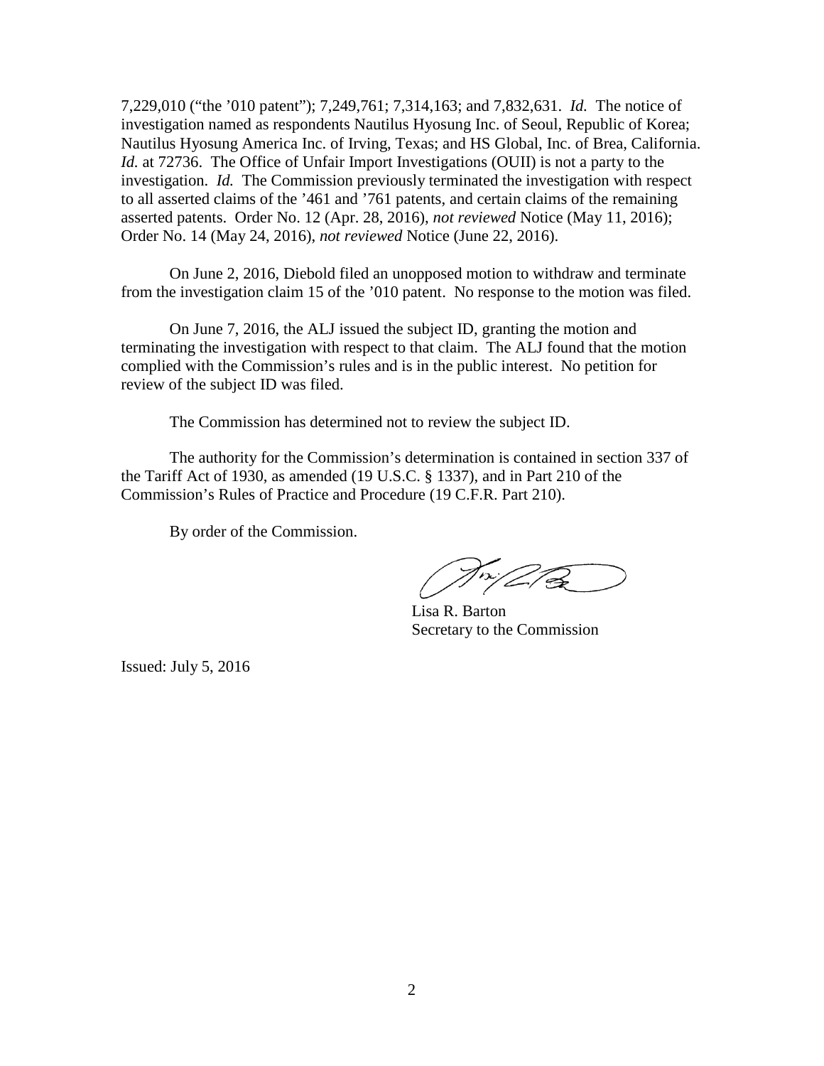7,229,010 ("the '010 patent"); 7,249,761; 7,314,163; and 7,832,631. *Id.* The notice of investigation named as respondents Nautilus Hyosung Inc. of Seoul, Republic of Korea; Nautilus Hyosung America Inc. of Irving, Texas; and HS Global, Inc. of Brea, California. *Id.* at 72736. The Office of Unfair Import Investigations (OUII) is not a party to the investigation. *Id.* The Commission previously terminated the investigation with respect to all asserted claims of the '461 and '761 patents, and certain claims of the remaining asserted patents. Order No. 12 (Apr. 28, 2016), *not reviewed* Notice (May 11, 2016); Order No. 14 (May 24, 2016), *not reviewed* Notice (June 22, 2016).

On June 2, 2016, Diebold filed an unopposed motion to withdraw and terminate from the investigation claim 15 of the '010 patent. No response to the motion was filed.

On June 7, 2016, the ALJ issued the subject ID, granting the motion and terminating the investigation with respect to that claim. The ALJ found that the motion complied with the Commission's rules and is in the public interest. No petition for review of the subject ID was filed.

The Commission has determined not to review the subject ID.

The authority for the Commission's determination is contained in section 337 of the Tariff Act of 1930, as amended (19 U.S.C. § 1337), and in Part 210 of the Commission's Rules of Practice and Procedure (19 C.F.R. Part 210).

By order of the Commission.

Lisa R. Barton
Secretary to the Commission

Issued: July 5, 2016